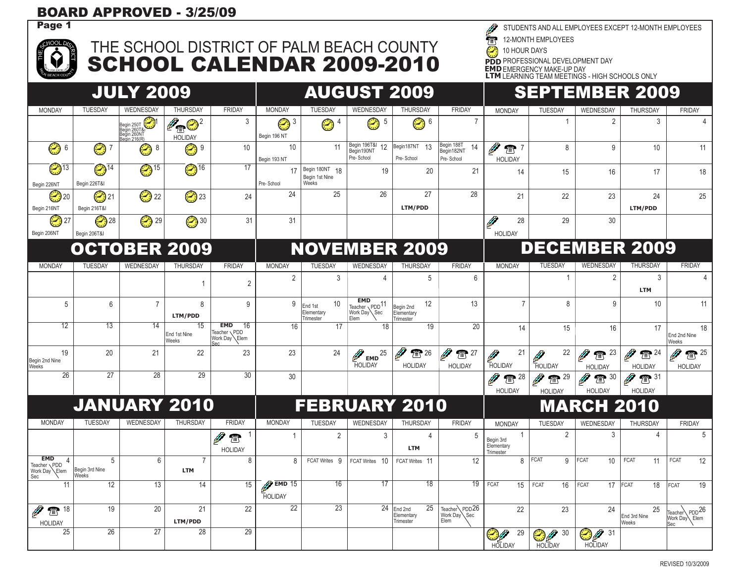# BOARD APPROVED - 3/25/09

# THE SCHOOL DISTRICT OF PALM BEACH COUNTY
# SCHOOL CALENDAR 2009-2010

**Legend:**
- (pencil) STUDENTS AND ALL EMPLOYEES EXCEPT 12-MONTH EMPLOYEES
- (phone) 12-MONTH EMPLOYEES
- (clock) 10 HOUR DAYS
- **PDD** PROFESSIONAL DEVELOPMENT DAY
- **EMD** EMERGENCY MAKE-UP DAY
- **LTM** LEARNING TEAM MEETINGS - HIGH SCHOOLS ONLY

## JULY 2009

| MONDAY | TUESDAY | WEDNESDAY | THURSDAY | FRIDAY |
|---|---|---|---|---|
| | | 1 (clock) Begin 250T Begin 260T&I Begin 260NT Begin 216(R) | 2 (pencil)(phone)(clock) HOLIDAY | 3 |
| 6 (clock) | 7 (clock) | 8 (clock) | 9 (clock) | 10 |
| 13 (clock) Begin 226NT | 14 (clock) Begin 226T&I | 15 (clock) | 16 (clock) | 17 |
| 20 (clock) Begin 216NT | 21 (clock) Begin 216T&I | 22 (clock) | 23 (clock) | 24 |
| 27 (clock) Begin 206NT | 28 (clock) Begin 206T&I | 29 (clock) | 30 (clock) | 31 |

## AUGUST 2009

| MONDAY | TUESDAY | WEDNESDAY | THURSDAY | FRIDAY |
|---|---|---|---|---|
| 3 (clock) Begin 196 NT | 4 (clock) | 5 (clock) | 6 (clock) | 7 |
| 10 Begin 193 NT | 11 | 12 Begin 196T&I Begin190NT Pre- School | 13 Begin187NT Pre- School | 14 Begin 188T Begin182NT Pre- School |
| 17 Pre- School | 18 Begin 180NT Begin 1st Nine Weeks | 19 | 20 | 21 |
| 24 | 25 | 26 | 27 LTM/PDD | 28 |
| 31 | | | | |

## SEPTEMBER 2009

| MONDAY | TUESDAY | WEDNESDAY | THURSDAY | FRIDAY |
|---|---|---|---|---|
| | 1 | 2 | 3 | 4 |
| 7 (pencil)(phone) HOLIDAY | 8 | 9 | 10 | 11 |
| 14 | 15 | 16 | 17 | 18 |
| 21 | 22 | 23 | 24 LTM/PDD | 25 |
| 28 (pencil) HOLIDAY | 29 | 30 | | |

## OCTOBER 2009

| MONDAY | TUESDAY | WEDNESDAY | THURSDAY | FRIDAY |
|---|---|---|---|---|
| | | | 1 | 2 |
| 5 | 6 | 7 | 8 LTM/PDD | 9 |
| 12 | 13 | 14 | 15 End 1st Nine Weeks | 16 EMD Teacher Work Day Sec / PDD Elem |
| 19 Begin 2nd Nine Weeks | 20 | 21 | 22 | 23 |
| 26 | 27 | 28 | 29 | 30 |

## NOVEMBER 2009

| MONDAY | TUESDAY | WEDNESDAY | THURSDAY | FRIDAY |
|---|---|---|---|---|
| 2 | 3 | 4 | 5 | 6 |
| 9 | 10 End 1st Elementary Trimester | 11 EMD Teacher Work Day Sec / PDD Elem | 12 Begin 2nd Elementary Trimester | 13 |
| 16 | 17 | 18 | 19 | 20 |
| 23 | 24 | 25 (pencil) EMD HOLIDAY | 26 (pencil)(phone) HOLIDAY | 27 (pencil)(phone) HOLIDAY |
| 30 | | | | |

## DECEMBER 2009

| MONDAY | TUESDAY | WEDNESDAY | THURSDAY | FRIDAY |
|---|---|---|---|---|
| | 1 | 2 | 3 LTM | 4 |
| 7 | 8 | 9 | 10 | 11 |
| 14 | 15 | 16 | 17 | 18 End 2nd Nine Weeks |
| 21 (pencil) HOLIDAY | 22 (pencil) HOLIDAY | 23 (pencil)(phone) HOLIDAY | 24 (pencil)(phone) HOLIDAY | 25 (pencil)(phone) HOLIDAY |
| 28 (pencil)(phone) HOLIDAY | 29 (pencil)(phone) HOLIDAY | 30 (pencil)(phone) HOLIDAY | 31 (pencil)(phone) HOLIDAY | |

## JANUARY 2010

| MONDAY | TUESDAY | WEDNESDAY | THURSDAY | FRIDAY |
|---|---|---|---|---|
| | | | | 1 (pencil)(phone) HOLIDAY |
| 4 EMD Teacher Work Day Sec / PDD Elem | 5 Begin 3rd Nine Weeks | 6 | 7 LTM | 8 |
| 11 | 12 | 13 | 14 | 15 |
| 18 (pencil)(phone) HOLIDAY | 19 | 20 | 21 LTM/PDD | 22 |
| 25 | 26 | 27 | 28 | 29 |

## FEBRUARY 2010

| MONDAY | TUESDAY | WEDNESDAY | THURSDAY | FRIDAY |
|---|---|---|---|---|
| 1 | 2 | 3 | 4 LTM | 5 |
| 8 | 9 FCAT Writes | 10 FCAT Writes | 11 FCAT Writes | 12 |
| 15 (pencil) EMD HOLIDAY | 16 | 17 | 18 | 19 |
| 22 | 23 | 24 | 25 End 2nd Elementary Trimester | 26 Teacher Work Day Sec / PDD Elem |

## MARCH 2010

| MONDAY | TUESDAY | WEDNESDAY | THURSDAY | FRIDAY |
|---|---|---|---|---|
| 1 Begin 3rd Elementary Trimester | 2 | 3 | 4 | 5 |
| 8 | 9 FCAT | 10 FCAT | 11 FCAT | 12 FCAT |
| 15 FCAT | 16 FCAT | 17 FCAT | 18 FCAT | 19 FCAT |
| 22 | 23 | 24 | 25 End 3rd Nine Weeks | 26 Teacher Work Day Sec / PDD Elem |
| 29 (clock)(pencil) HOLIDAY | 30 (clock)(pencil) HOLIDAY | 31 (clock)(pencil) HOLIDAY | | |

REVISED 10/3/2009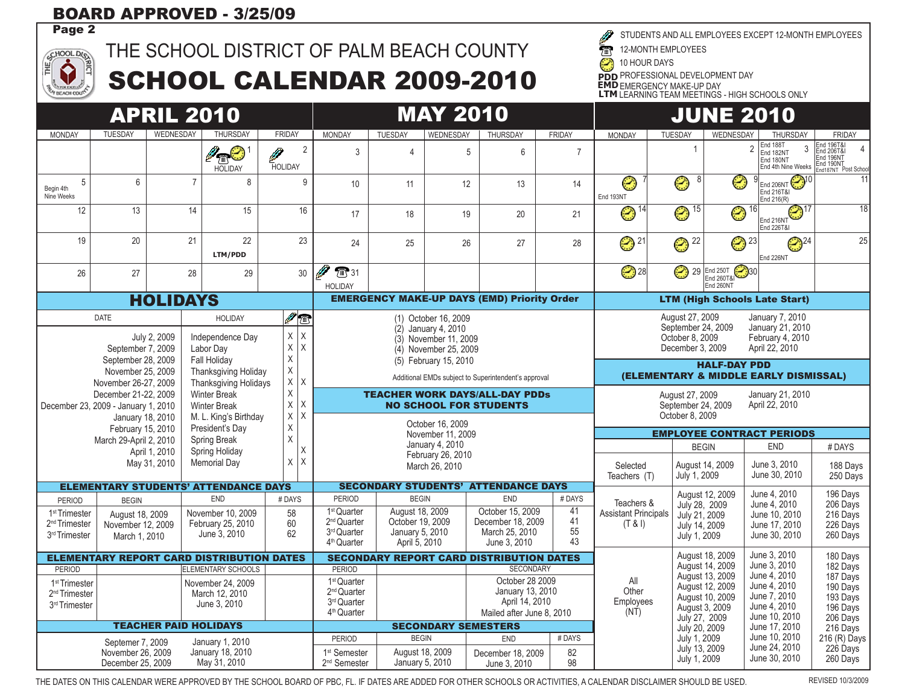**BOARD APPROVED - 3/25/09**

# THE SCHOOL DISTRICT OF PALM BEACH COUNTY
# SCHOOL CALENDAR 2009-2010

Legend:
- (pencil) STUDENTS AND ALL EMPLOYEES EXCEPT 12-MONTH EMPLOYEES
- (phone) 12-MONTH EMPLOYEES
- (clock) 10 HOUR DAYS
- **PDD** PROFESSIONAL DEVELOPMENT DAY
- **EMD** EMERGENCY MAKE-UP DAY
- **LTM** LEARNING TEAM MEETINGS - HIGH SCHOOLS ONLY

## APRIL 2010

| MONDAY | TUESDAY | WEDNESDAY | THURSDAY | FRIDAY |
|---|---|---|---|---|
| | | | 1 (pencil)(phone)(clock) HOLIDAY | 2 (pencil) HOLIDAY |
| 5 Begin 4th Nine Weeks | 6 | 7 | 8 | 9 |
| 12 | 13 | 14 | 15 | 16 |
| 19 | 20 | 21 | 22 LTM/PDD | 23 |
| 26 | 27 | 28 | 29 | 30 |

## MAY 2010

| MONDAY | TUESDAY | WEDNESDAY | THURSDAY | FRIDAY |
|---|---|---|---|---|
| 3 | 4 | 5 | 6 | 7 |
| 10 | 11 | 12 | 13 | 14 |
| 17 | 18 | 19 | 20 | 21 |
| 24 | 25 | 26 | 27 | 28 |
| 31 (pencil)(phone) HOLIDAY | | | | |

## JUNE 2010

| MONDAY | TUESDAY | WEDNESDAY | THURSDAY | FRIDAY |
|---|---|---|---|---|
| | 1 | 2 | 3 End 188T, End 182NT, End 180NT, End 4th Nine Weeks | 4 End 196T&I, End 206T&I, End 196NT, End 190NT, End187NT Post School |
| 7 (clock) End 193NT | 8 (clock) | 9 (clock) | 10 (clock) End 206NT, End 216T&I, End 216(R) | 11 |
| 14 (clock) | 15 (clock) | 16 (clock) | 17 (clock) End 216NT, End 226T&I | 18 |
| 21 (clock) | 22 (clock) | 23 (clock) | 24 (clock) End 226NT | 25 |
| 28 (clock) | 29 (clock) | 30 (clock) End 250T, End 260T&I, End 260NT | | |

## HOLIDAYS

| DATE | HOLIDAY | (pencil) | (phone) |
|---|---|---|---|
| July 2, 2009 | Independence Day | X | X |
| September 7, 2009 | Labor Day | X | X |
| September 28, 2009 | Fall Holiday | X | |
| November 25, 2009 | Thanksgiving Holiday | X | |
| November 26-27, 2009 | Thanksgiving Holidays | X | X |
| December 21-22, 2009 | Winter Break | X | |
| December 23, 2009 - January 1, 2010 | Winter Break | X | X |
| January 18, 2010 | M. L. King's Birthday | X | X |
| February 15, 2010 | President's Day | X | |
| March 29-April 2, 2010 | Spring Break | X | |
| April 1, 2010 | Spring Holiday | | X |
| May 31, 2010 | Memorial Day | X | X |

## EMERGENCY MAKE-UP DAYS (EMD) Priority Order

1. October 16, 2009
2. January 4, 2010
3. November 11, 2009
4. November 25, 2009
5. February 15, 2010

Additional EMDs subject to Superintendent's approval

## TEACHER WORK DAYS/ALL-DAY PDDs NO SCHOOL FOR STUDENTS

October 16, 2009
November 11, 2009
January 4, 2010
February 26, 2010
March 26, 2010

## LTM (High Schools Late Start)

| | |
|---|---|
| August 27, 2009 | January 7, 2010 |
| September 24, 2009 | January 21, 2010 |
| October 8, 2009 | February 4, 2010 |
| December 3, 2009 | April 22, 2010 |

## HALF-DAY PDD (ELEMENTARY & MIDDLE EARLY DISMISSAL)

| | |
|---|---|
| August 27, 2009 | January 21, 2010 |
| September 24, 2009 | April 22, 2010 |
| October 8, 2009 | |

## EMPLOYEE CONTRACT PERIODS

| | BEGIN | END | # DAYS |
|---|---|---|---|
| Selected Teachers (T) | August 14, 2009 | June 3, 2010 | 188 Days |
| | July 1, 2009 | June 30, 2010 | 250 Days |
| Teachers & Assistant Principals (T & I) | August 12, 2009 | June 4, 2010 | 196 Days |
| | July 28, 2009 | June 4, 2010 | 206 Days |
| | July 21, 2009 | June 10, 2010 | 216 Days |
| | July 14, 2009 | June 17, 2010 | 226 Days |
| | July 1, 2009 | June 30, 2010 | 260 Days |
| All Other Employees (NT) | August 18, 2009 | June 3, 2010 | 180 Days |
| | August 14, 2009 | June 3, 2010 | 182 Days |
| | August 13, 2009 | June 4, 2010 | 187 Days |
| | August 12, 2009 | June 4, 2010 | 190 Days |
| | August 10, 2009 | June 7, 2010 | 193 Days |
| | August 3, 2009 | June 4, 2010 | 196 Days |
| | July 27, 2009 | June 10, 2010 | 206 Days |
| | July 20, 2009 | June 17, 2010 | 216 Days |
| | July 1, 2009 | June 10, 2010 | 216 (R) Days |
| | July 13, 2009 | June 24, 2010 | 226 Days |
| | July 1, 2009 | June 30, 2010 | 260 Days |

## ELEMENTARY STUDENTS' ATTENDANCE DAYS

| PERIOD | BEGIN | END | # DAYS |
|---|---|---|---|
| 1st Trimester | August 18, 2009 | November 10, 2009 | 58 |
| 2nd Trimester | November 12, 2009 | February 25, 2010 | 60 |
| 3rd Trimester | March 1, 2010 | June 3, 2010 | 62 |

## SECONDARY STUDENTS' ATTENDANCE DAYS

| PERIOD | BEGIN | END | # DAYS |
|---|---|---|---|
| 1st Quarter | August 18, 2009 | October 15, 2009 | 41 |
| 2nd Quarter | October 19, 2009 | December 18, 2009 | 41 |
| 3rd Quarter | January 5, 2010 | March 25, 2010 | 55 |
| 4th Quarter | April 5, 2010 | June 3, 2010 | 43 |

## ELEMENTARY REPORT CARD DISTRIBUTION DATES

| PERIOD | ELEMENTARY SCHOOLS |
|---|---|
| 1st Trimester | November 24, 2009 |
| 2nd Trimester | March 12, 2010 |
| 3rd Trimester | June 3, 2010 |

## SECONDARY REPORT CARD DISTRIBUTION DATES

| PERIOD | SECONDARY |
|---|---|
| 1st Quarter | October 28 2009 |
| 2nd Quarter | January 13, 2010 |
| 3rd Quarter | April 14, 2010 |
| 4th Quarter | Mailed after June 8, 2010 |

## TEACHER PAID HOLIDAYS

| | |
|---|---|
| September 7, 2009 | January 1, 2010 |
| November 26, 2009 | January 18, 2010 |
| December 25, 2009 | May 31, 2010 |

## SECONDARY SEMESTERS

| PERIOD | BEGIN | END | # DAYS |
|---|---|---|---|
| 1st Semester | August 18, 2009 | December 18, 2009 | 82 |
| 2nd Semester | January 5, 2010 | June 3, 2010 | 98 |

THE DATES ON THIS CALENDAR WERE APPROVED BY THE SCHOOL BOARD OF PBC, FL. IF DATES ARE ADDED FOR OTHER SCHOOLS OR ACTIVITIES, A CALENDAR DISCLAIMER SHOULD BE USED.

REVISED 10/3/2009